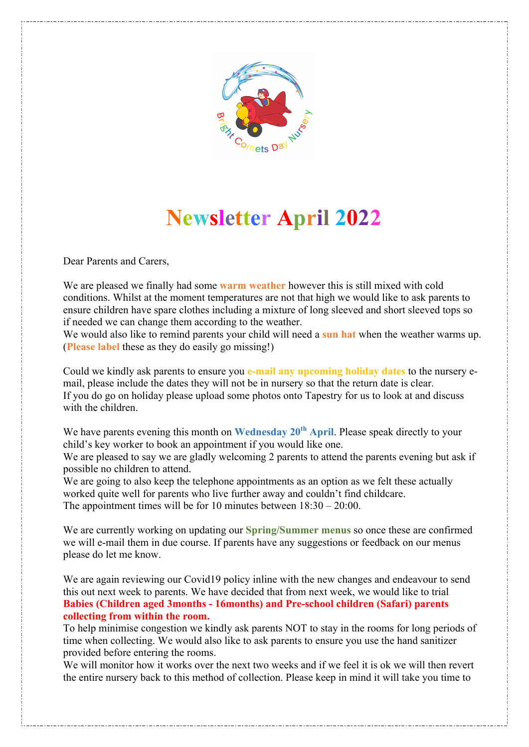# Newsletter April 2022

Dear Parents and Carers,

We are pleased we finally had some **warm weather** however this is still mixed with cold conditions. Whilst at the moment temperatures are not that high we would like to ask parents to ensure children have spare clothes including a mixture of long sleeved and short sleeved tops so if needed we can change them according to the weather.
We would also like to remind parents your child will need a **sun hat** when the weather warms up. (**Please label** these as they do easily go missing!)

Could we kindly ask parents to ensure you **e-mail any upcoming holiday dates** to the nursery e-mail, please include the dates they will not be in nursery so that the return date is clear.
If you do go on holiday please upload some photos onto Tapestry for us to look at and discuss with the children.

We have parents evening this month on **Wednesday 20th April**. Please speak directly to your child's key worker to book an appointment if you would like one.
We are pleased to say we are gladly welcoming 2 parents to attend the parents evening but ask if possible no children to attend.
We are going to also keep the telephone appointments as an option as we felt these actually worked quite well for parents who live further away and couldn't find childcare.
The appointment times will be for 10 minutes between 18:30 – 20:00.

We are currently working on updating our **Spring/Summer menus** so once these are confirmed we will e-mail them in due course. If parents have any suggestions or feedback on our menus please do let me know.

We are again reviewing our Covid19 policy inline with the new changes and endeavour to send this out next week to parents. We have decided that from next week, we would like to trial **Babies (Children aged 3months - 16months) and Pre-school children (Safari) parents collecting from within the room.**
To help minimise congestion we kindly ask parents NOT to stay in the rooms for long periods of time when collecting. We would also like to ask parents to ensure you use the hand sanitizer provided before entering the rooms.
We will monitor how it works over the next two weeks and if we feel it is ok we will then revert the entire nursery back to this method of collection. Please keep in mind it will take you time to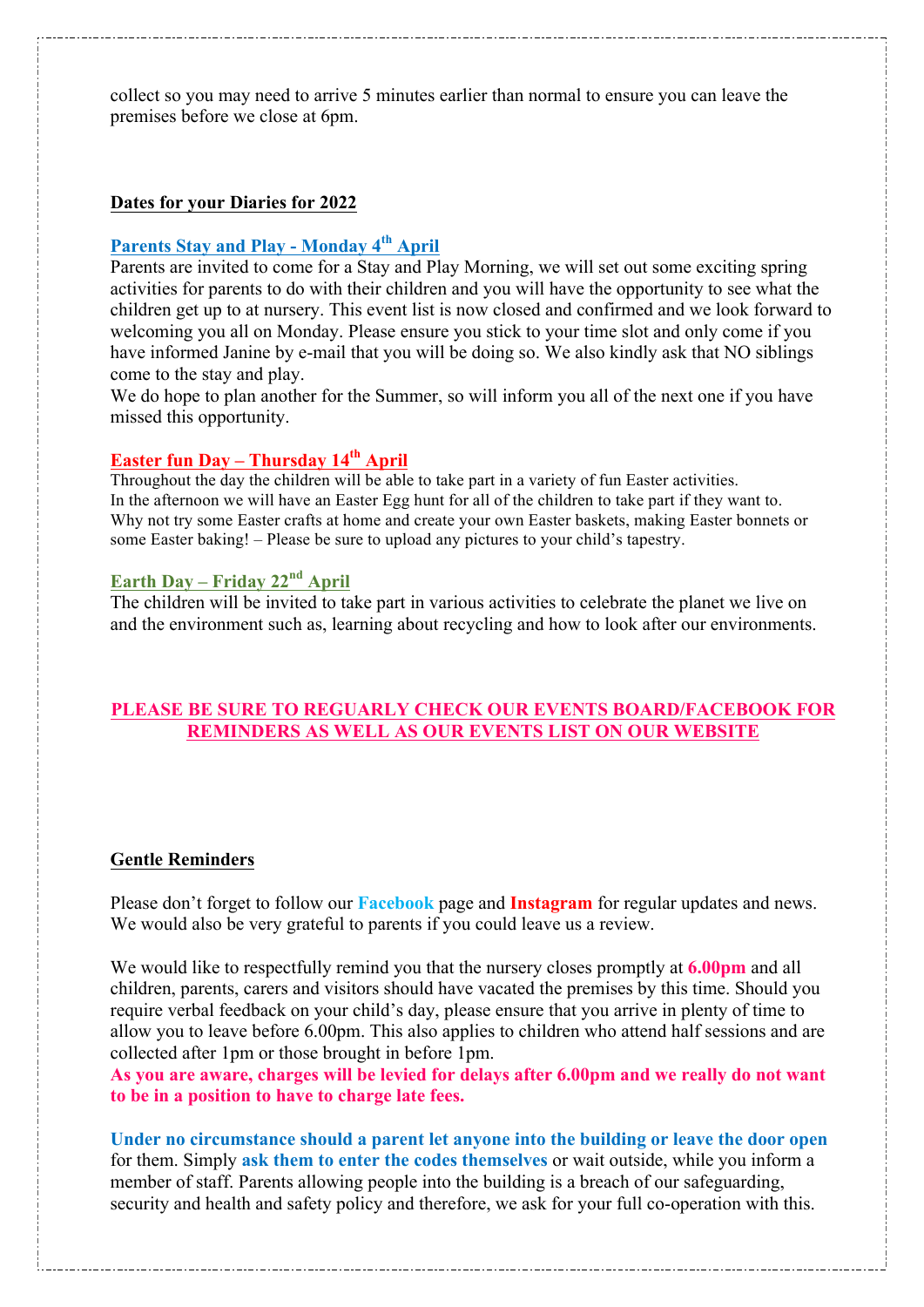collect so you may need to arrive 5 minutes earlier than normal to ensure you can leave the premises before we close at 6pm.

**Dates for your Diaries for 2022**

**Parents Stay and Play - Monday 4th April**

Parents are invited to come for a Stay and Play Morning, we will set out some exciting spring activities for parents to do with their children and you will have the opportunity to see what the children get up to at nursery. This event list is now closed and confirmed and we look forward to welcoming you all on Monday. Please ensure you stick to your time slot and only come if you have informed Janine by e-mail that you will be doing so. We also kindly ask that NO siblings come to the stay and play.

We do hope to plan another for the Summer, so will inform you all of the next one if you have missed this opportunity.

**Easter fun Day – Thursday 14th April**

Throughout the day the children will be able to take part in a variety of fun Easter activities.
In the afternoon we will have an Easter Egg hunt for all of the children to take part if they want to.
Why not try some Easter crafts at home and create your own Easter baskets, making Easter bonnets or some Easter baking! – Please be sure to upload any pictures to your child's tapestry.

**Earth Day – Friday 22nd April**

The children will be invited to take part in various activities to celebrate the planet we live on and the environment such as, learning about recycling and how to look after our environments.

**PLEASE BE SURE TO REGUARLY CHECK OUR EVENTS BOARD/FACEBOOK FOR REMINDERS AS WELL AS OUR EVENTS LIST ON OUR WEBSITE**

**Gentle Reminders**

Please don't forget to follow our **Facebook** page and **Instagram** for regular updates and news. We would also be very grateful to parents if you could leave us a review.

We would like to respectfully remind you that the nursery closes promptly at **6.00pm** and all children, parents, carers and visitors should have vacated the premises by this time. Should you require verbal feedback on your child's day, please ensure that you arrive in plenty of time to allow you to leave before 6.00pm. This also applies to children who attend half sessions and are collected after 1pm or those brought in before 1pm.

**As you are aware, charges will be levied for delays after 6.00pm and we really do not want to be in a position to have to charge late fees.**

**Under no circumstance should a parent let anyone into the building or leave the door open** for them. Simply **ask them to enter the codes themselves** or wait outside, while you inform a member of staff. Parents allowing people into the building is a breach of our safeguarding, security and health and safety policy and therefore, we ask for your full co-operation with this.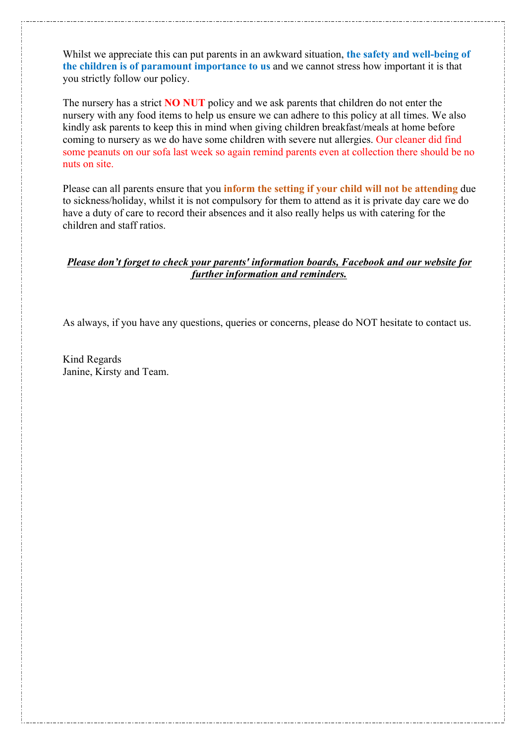Whilst we appreciate this can put parents in an awkward situation, **the safety and well-being of the children is of paramount importance to us** and we cannot stress how important it is that you strictly follow our policy.

The nursery has a strict **NO NUT** policy and we ask parents that children do not enter the nursery with any food items to help us ensure we can adhere to this policy at all times. We also kindly ask parents to keep this in mind when giving children breakfast/meals at home before coming to nursery as we do have some children with severe nut allergies. Our cleaner did find some peanuts on our sofa last week so again remind parents even at collection there should be no nuts on site.

Please can all parents ensure that you **inform the setting if your child will not be attending** due to sickness/holiday, whilst it is not compulsory for them to attend as it is private day care we do have a duty of care to record their absences and it also really helps us with catering for the children and staff ratios.

***Please don't forget to check your parents' information boards, Facebook and our website for further information and reminders.***

As always, if you have any questions, queries or concerns, please do NOT hesitate to contact us.

Kind Regards
Janine, Kirsty and Team.